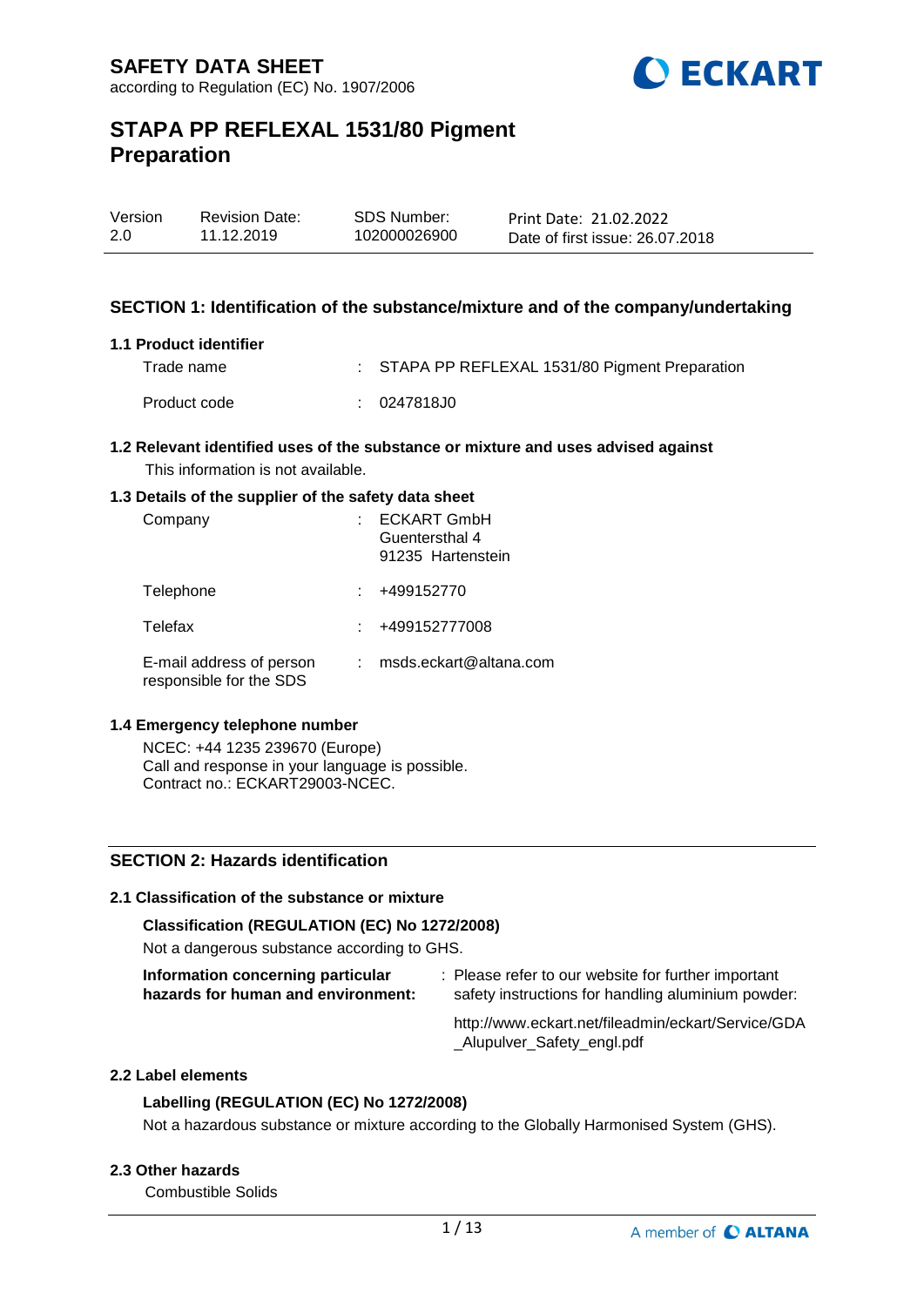# SAFETY DATA SHEET

according to Regulation (EC) No. 1907/2006

# STAPA PP REFLEXAL 1531/80 Pigment Preparation

| Version | Revision Date: | SDS Number: | Print Date: 21.02.2022 |
|---|---|---|---|
| 2.0 | 11.12.2019 | 102000026900 | Date of first issue: 26.07.2018 |

## SECTION 1: Identification of the substance/mixture and of the company/undertaking

### 1.1 Product identifier

Trade name : STAPA PP REFLEXAL 1531/80 Pigment Preparation

Product code : 0247818J0

### 1.2 Relevant identified uses of the substance or mixture and uses advised against

This information is not available.

### 1.3 Details of the supplier of the safety data sheet

Company : ECKART GmbH
Guentersthal 4
91235 Hartenstein

Telephone : +499152770

Telefax : +499152777008

E-mail address of person responsible for the SDS : msds.eckart@altana.com

### 1.4 Emergency telephone number

NCEC: +44 1235 239670 (Europe)
Call and response in your language is possible.
Contract no.: ECKART29003-NCEC.

## SECTION 2: Hazards identification

### 2.1 Classification of the substance or mixture

**Classification (REGULATION (EC) No 1272/2008)**

Not a dangerous substance according to GHS.

**Information concerning particular hazards for human and environment:** : Please refer to our website for further important safety instructions for handling aluminium powder:

http://www.eckart.net/fileadmin/eckart/Service/GDA_Alupulver_Safety_engl.pdf

### 2.2 Label elements

**Labelling (REGULATION (EC) No 1272/2008)**

Not a hazardous substance or mixture according to the Globally Harmonised System (GHS).

### 2.3 Other hazards

Combustible Solids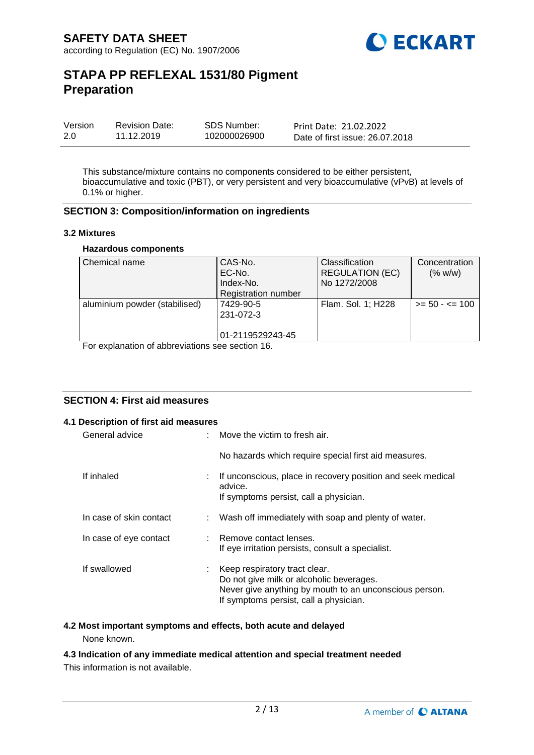This substance/mixture contains no components considered to be either persistent, bioaccumulative and toxic (PBT), or very persistent and very bioaccumulative (vPvB) at levels of 0.1% or higher.

## SECTION 3: Composition/information on ingredients

### 3.2 Mixtures

**Hazardous components**

| Chemical name | CAS-No.<br>EC-No.<br>Index-No.<br>Registration number | Classification<br>REGULATION (EC)<br>No 1272/2008 | Concentration<br>(% w/w) |
|---|---|---|---|
| aluminium powder (stabilised) | 7429-90-5<br>231-072-3<br><br>01-2119529243-45 | Flam. Sol. 1; H228 | >= 50 - <= 100 |

For explanation of abbreviations see section 16.

## SECTION 4: First aid measures

### 4.1 Description of first aid measures

| | | |
|---|---|---|
| General advice | : | Move the victim to fresh air.<br><br>No hazards which require special first aid measures. |
| If inhaled | : | If unconscious, place in recovery position and seek medical advice.<br>If symptoms persist, call a physician. |
| In case of skin contact | : | Wash off immediately with soap and plenty of water. |
| In case of eye contact | : | Remove contact lenses.<br>If eye irritation persists, consult a specialist. |
| If swallowed | : | Keep respiratory tract clear.<br>Do not give milk or alcoholic beverages.<br>Never give anything by mouth to an unconscious person.<br>If symptoms persist, call a physician. |

### 4.2 Most important symptoms and effects, both acute and delayed

None known.

### 4.3 Indication of any immediate medical attention and special treatment needed

This information is not available.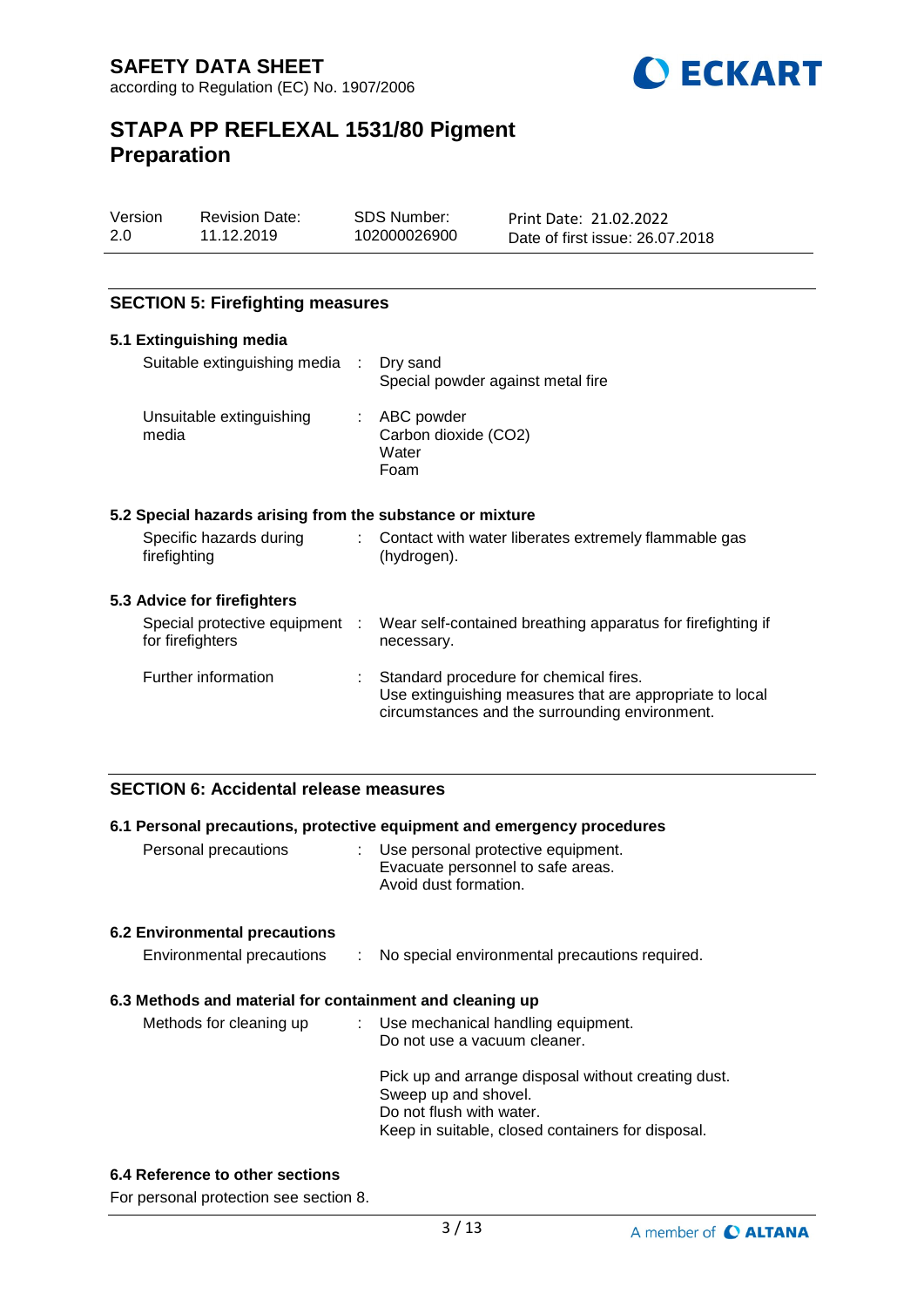## SECTION 5: Firefighting measures

### 5.1 Extinguishing media

| | | |
|---|---|---|
| Suitable extinguishing media | : | Dry sand<br>Special powder against metal fire |
| Unsuitable extinguishing media | : | ABC powder<br>Carbon dioxide ($CO_2$)<br>Water<br>Foam |

### 5.2 Special hazards arising from the substance or mixture

| | | |
|---|---|---|
| Specific hazards during firefighting | : | Contact with water liberates extremely flammable gas (hydrogen). |

### 5.3 Advice for firefighters

| | | |
|---|---|---|
| Special protective equipment for firefighters | : | Wear self-contained breathing apparatus for firefighting if necessary. |
| Further information | : | Standard procedure for chemical fires.<br>Use extinguishing measures that are appropriate to local circumstances and the surrounding environment. |

## SECTION 6: Accidental release measures

### 6.1 Personal precautions, protective equipment and emergency procedures

| | | |
|---|---|---|
| Personal precautions | : | Use personal protective equipment.<br>Evacuate personnel to safe areas.<br>Avoid dust formation. |

### 6.2 Environmental precautions

| | | |
|---|---|---|
| Environmental precautions | : | No special environmental precautions required. |

### 6.3 Methods and material for containment and cleaning up

| | | |
|---|---|---|
| Methods for cleaning up | : | Use mechanical handling equipment.<br>Do not use a vacuum cleaner.<br><br>Pick up and arrange disposal without creating dust.<br>Sweep up and shovel.<br>Do not flush with water.<br>Keep in suitable, closed containers for disposal. |

### 6.4 Reference to other sections

For personal protection see section 8.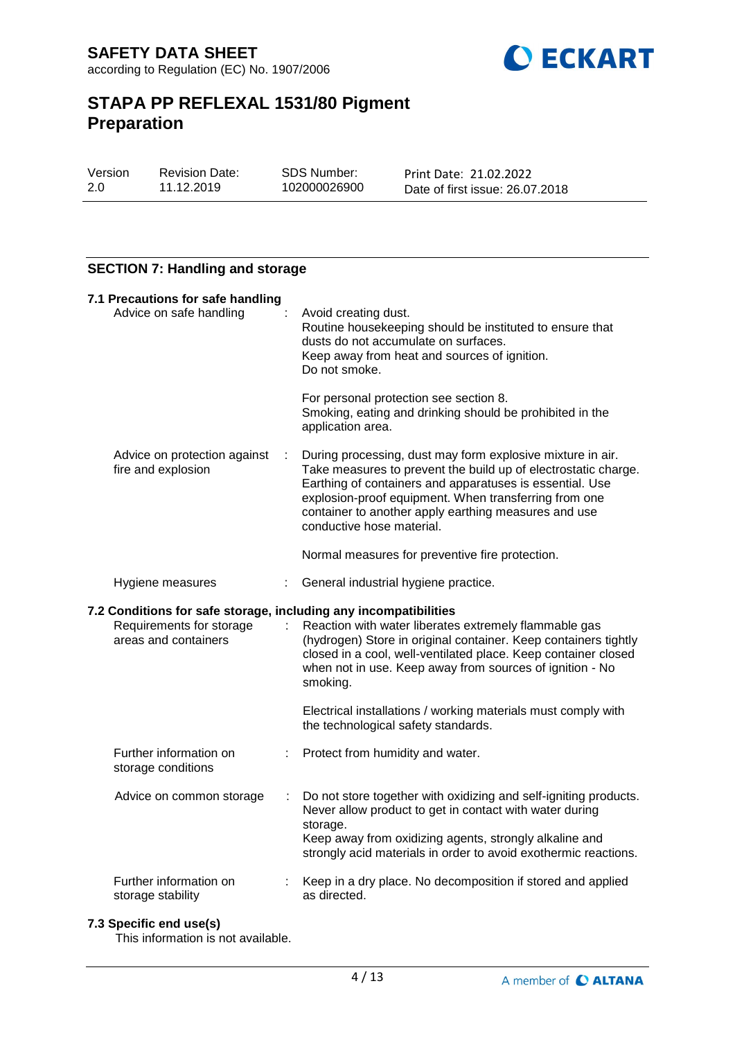## SECTION 7: Handling and storage

### 7.1 Precautions for safe handling

| | |
|---|---|
| Advice on safe handling | Avoid creating dust.<br>Routine housekeeping should be instituted to ensure that dusts do not accumulate on surfaces.<br>Keep away from heat and sources of ignition.<br>Do not smoke.<br><br>For personal protection see section 8.<br>Smoking, eating and drinking should be prohibited in the application area. |
| Advice on protection against fire and explosion | During processing, dust may form explosive mixture in air. Take measures to prevent the build up of electrostatic charge. Earthing of containers and apparatuses is essential. Use explosion-proof equipment. When transferring from one container to another apply earthing measures and use conductive hose material.<br><br>Normal measures for preventive fire protection. |
| Hygiene measures | General industrial hygiene practice. |

### 7.2 Conditions for safe storage, including any incompatibilities

| | |
|---|---|
| Requirements for storage areas and containers | Reaction with water liberates extremely flammable gas (hydrogen) Store in original container. Keep containers tightly closed in a cool, well-ventilated place. Keep container closed when not in use. Keep away from sources of ignition - No smoking.<br><br>Electrical installations / working materials must comply with the technological safety standards. |
| Further information on storage conditions | Protect from humidity and water. |
| Advice on common storage | Do not store together with oxidizing and self-igniting products. Never allow product to get in contact with water during storage.<br>Keep away from oxidizing agents, strongly alkaline and strongly acid materials in order to avoid exothermic reactions. |
| Further information on storage stability | Keep in a dry place. No decomposition if stored and applied as directed. |

### 7.3 Specific end use(s)

This information is not available.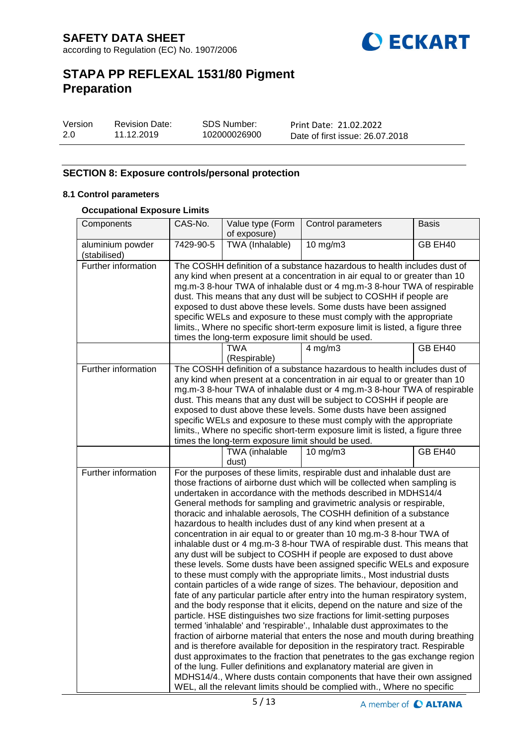## SECTION 8: Exposure controls/personal protection

### 8.1 Control parameters

**Occupational Exposure Limits**

| Components | CAS-No. | Value type (Form of exposure) | Control parameters | Basis |
|---|---|---|---|---|
| aluminium powder (stabilised) | 7429-90-5 | TWA (Inhalable) | 10 mg/m3 | GB EH40 |
| Further information | The COSHH definition of a substance hazardous to health includes dust of any kind when present at a concentration in air equal to or greater than 10 mg.m-3 8-hour TWA of inhalable dust or 4 mg.m-3 8-hour TWA of respirable dust. This means that any dust will be subject to COSHH if people are exposed to dust above these levels. Some dusts have been assigned specific WELs and exposure to these must comply with the appropriate limits., Where no specific short-term exposure limit is listed, a figure three times the long-term exposure limit should be used. | | | |
| | | TWA (Respirable) | 4 mg/m3 | GB EH40 |
| Further information | The COSHH definition of a substance hazardous to health includes dust of any kind when present at a concentration in air equal to or greater than 10 mg.m-3 8-hour TWA of inhalable dust or 4 mg.m-3 8-hour TWA of respirable dust. This means that any dust will be subject to COSHH if people are exposed to dust above these levels. Some dusts have been assigned specific WELs and exposure to these must comply with the appropriate limits., Where no specific short-term exposure limit is listed, a figure three times the long-term exposure limit should be used. | | | |
| | | TWA (inhalable dust) | 10 mg/m3 | GB EH40 |
| Further information | For the purposes of these limits, respirable dust and inhalable dust are those fractions of airborne dust which will be collected when sampling is undertaken in accordance with the methods described in MDHS14/4 General methods for sampling and gravimetric analysis or respirable, thoracic and inhalable aerosols, The COSHH definition of a substance hazardous to health includes dust of any kind when present at a concentration in air equal to or greater than 10 mg.m-3 8-hour TWA of inhalable dust or 4 mg.m-3 8-hour TWA of respirable dust. This means that any dust will be subject to COSHH if people are exposed to dust above these levels. Some dusts have been assigned specific WELs and exposure to these must comply with the appropriate limits., Most industrial dusts contain particles of a wide range of sizes. The behaviour, deposition and fate of any particular particle after entry into the human respiratory system, and the body response that it elicits, depend on the nature and size of the particle. HSE distinguishes two size fractions for limit-setting purposes termed 'inhalable' and 'respirable'., Inhalable dust approximates to the fraction of airborne material that enters the nose and mouth during breathing and is therefore available for deposition in the respiratory tract. Respirable dust approximates to the fraction that penetrates to the gas exchange region of the lung. Fuller definitions and explanatory material are given in MDHS14/4., Where dusts contain components that have their own assigned WEL, all the relevant limits should be complied with., Where no specific | | | |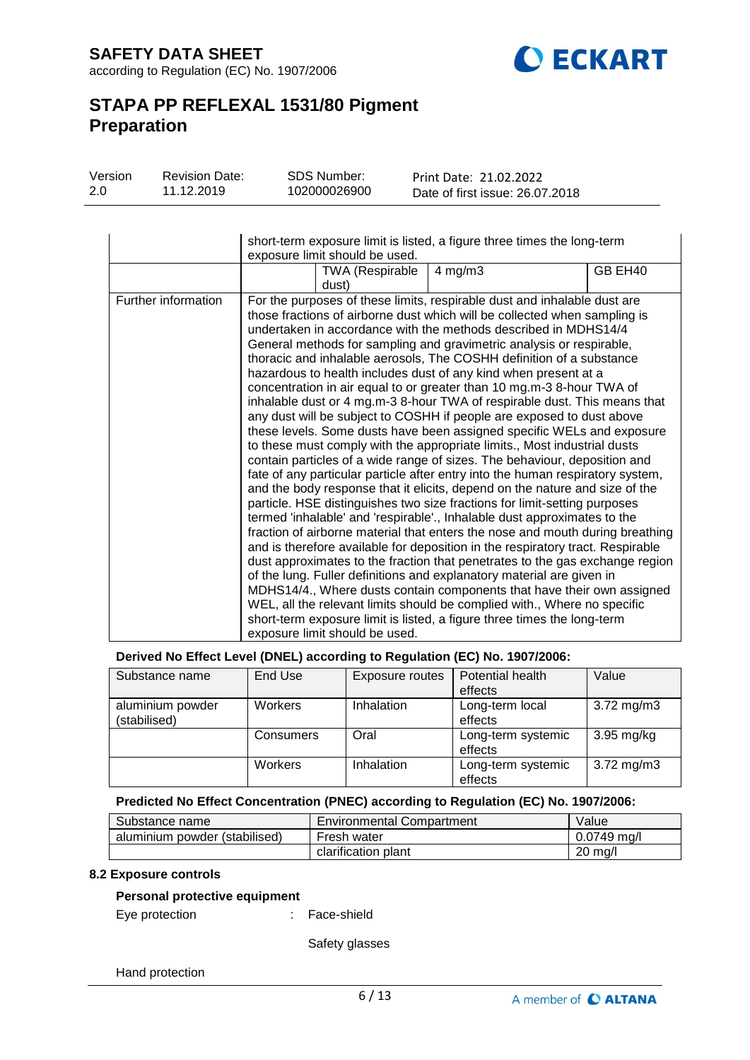| | short-term exposure limit is listed, a figure three times the long-term exposure limit should be used. | | |
|---|---|---|---|
| | TWA (Respirable dust) | 4 mg/m3 | GB EH40 |
| Further information | For the purposes of these limits, respirable dust and inhalable dust are those fractions of airborne dust which will be collected when sampling is undertaken in accordance with the methods described in MDHS14/4 General methods for sampling and gravimetric analysis or respirable, thoracic and inhalable aerosols, The COSHH definition of a substance hazardous to health includes dust of any kind when present at a concentration in air equal to or greater than 10 mg.m-3 8-hour TWA of inhalable dust or 4 mg.m-3 8-hour TWA of respirable dust. This means that any dust will be subject to COSHH if people are exposed to dust above these levels. Some dusts have been assigned specific WELs and exposure to these must comply with the appropriate limits., Most industrial dusts contain particles of a wide range of sizes. The behaviour, deposition and fate of any particular particle after entry into the human respiratory system, and the body response that it elicits, depend on the nature and size of the particle. HSE distinguishes two size fractions for limit-setting purposes termed 'inhalable' and 'respirable'., Inhalable dust approximates to the fraction of airborne material that enters the nose and mouth during breathing and is therefore available for deposition in the respiratory tract. Respirable dust approximates to the fraction that penetrates to the gas exchange region of the lung. Fuller definitions and explanatory material are given in MDHS14/4., Where dusts contain components that have their own assigned WEL, all the relevant limits should be complied with., Where no specific short-term exposure limit is listed, a figure three times the long-term exposure limit should be used. | | |

**Derived No Effect Level (DNEL) according to Regulation (EC) No. 1907/2006:**

| Substance name | End Use | Exposure routes | Potential health effects | Value |
|---|---|---|---|---|
| aluminium powder (stabilised) | Workers | Inhalation | Long-term local effects | 3.72 mg/m3 |
| | Consumers | Oral | Long-term systemic effects | 3.95 mg/kg |
| | Workers | Inhalation | Long-term systemic effects | 3.72 mg/m3 |

**Predicted No Effect Concentration (PNEC) according to Regulation (EC) No. 1907/2006:**

| Substance name | Environmental Compartment | Value |
|---|---|---|
| aluminium powder (stabilised) | Fresh water | 0.0749 mg/l |
| | clarification plant | 20 mg/l |

**8.2 Exposure controls**

**Personal protective equipment**

Eye protection : Face-shield

Safety glasses

Hand protection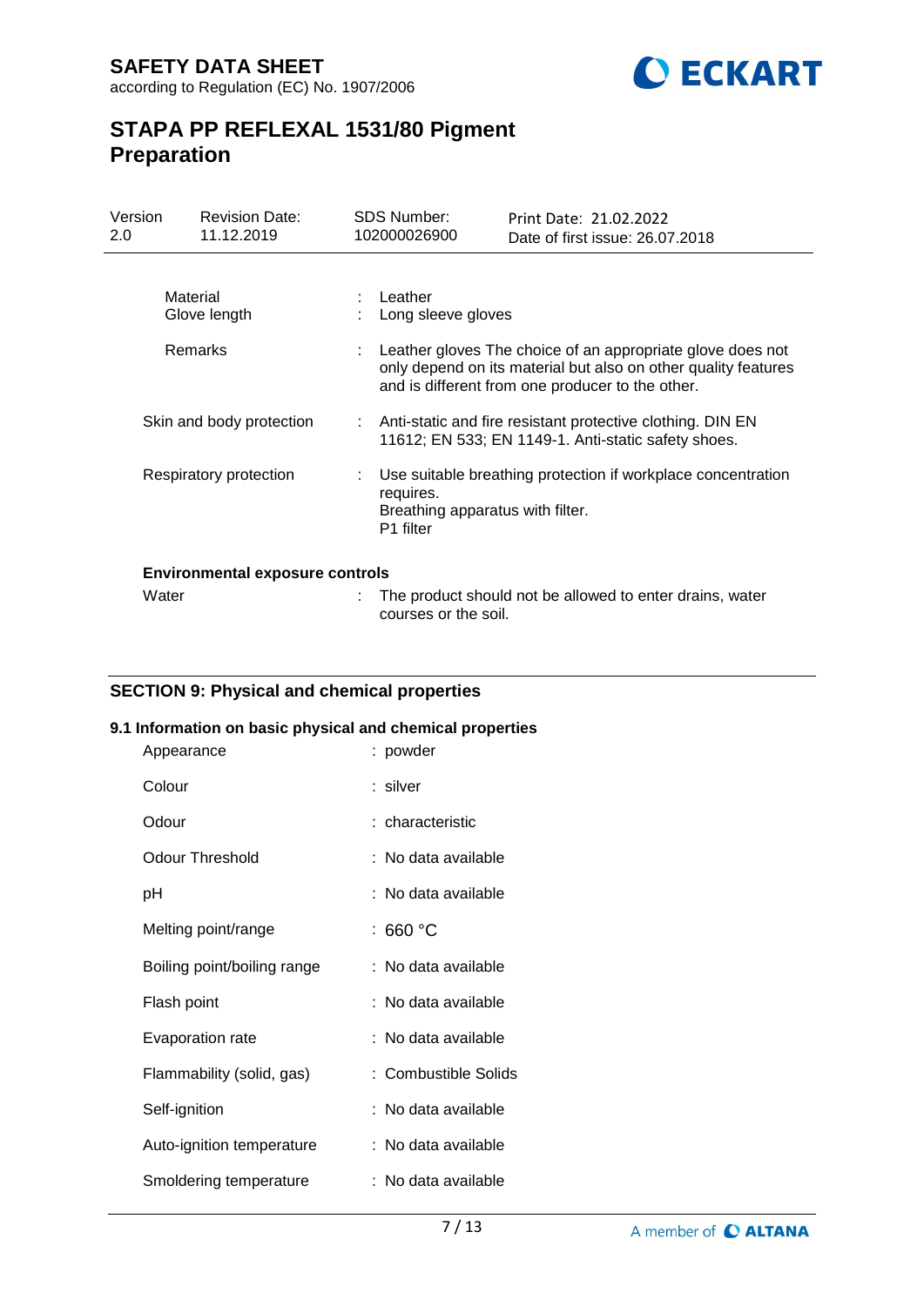| | | |
|---|---|---|
| Material | : | Leather |
| Glove length | : | Long sleeve gloves |
| Remarks | : | Leather gloves The choice of an appropriate glove does not only depend on its material but also on other quality features and is different from one producer to the other. |
| Skin and body protection | : | Anti-static and fire resistant protective clothing. DIN EN 11612; EN 533; EN 1149-1. Anti-static safety shoes. |
| Respiratory protection | : | Use suitable breathing protection if workplace concentration requires.<br>Breathing apparatus with filter.<br>P1 filter |

**Environmental exposure controls**

| | | |
|---|---|---|
| Water | : | The product should not be allowed to enter drains, water courses or the soil. |

## SECTION 9: Physical and chemical properties

### 9.1 Information on basic physical and chemical properties

| | | |
|---|---|---|
| Appearance | : | powder |
| Colour | : | silver |
| Odour | : | characteristic |
| Odour Threshold | : | No data available |
| pH | : | No data available |
| Melting point/range | : | 660 °C |
| Boiling point/boiling range | : | No data available |
| Flash point | : | No data available |
| Evaporation rate | : | No data available |
| Flammability (solid, gas) | : | Combustible Solids |
| Self-ignition | : | No data available |
| Auto-ignition temperature | : | No data available |
| Smoldering temperature | : | No data available |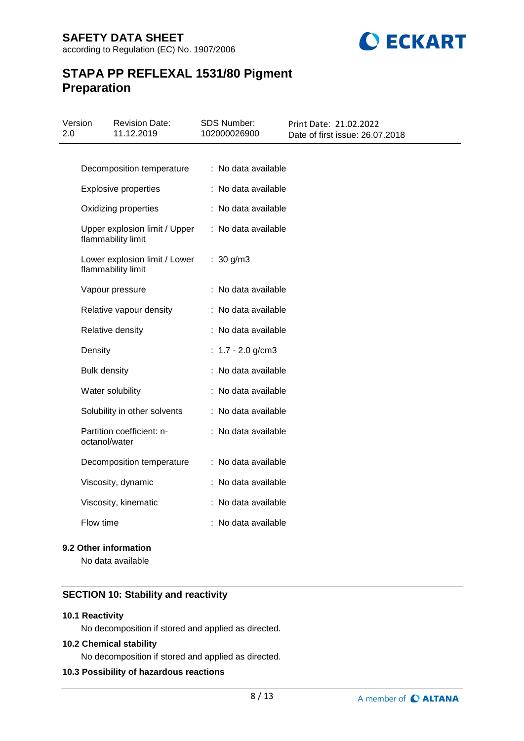| | |
|---|---|
| Decomposition temperature | : No data available |
| Explosive properties | : No data available |
| Oxidizing properties | : No data available |
| Upper explosion limit / Upper flammability limit | : No data available |
| Lower explosion limit / Lower flammability limit | : 30 g/m3 |
| Vapour pressure | : No data available |
| Relative vapour density | : No data available |
| Relative density | : No data available |
| Density | : 1.7 - 2.0 g/cm3 |
| Bulk density | : No data available |
| Water solubility | : No data available |
| Solubility in other solvents | : No data available |
| Partition coefficient: n-octanol/water | : No data available |
| Decomposition temperature | : No data available |
| Viscosity, dynamic | : No data available |
| Viscosity, kinematic | : No data available |
| Flow time | : No data available |

### 9.2 Other information

No data available

## SECTION 10: Stability and reactivity

### 10.1 Reactivity

No decomposition if stored and applied as directed.

### 10.2 Chemical stability

No decomposition if stored and applied as directed.

### 10.3 Possibility of hazardous reactions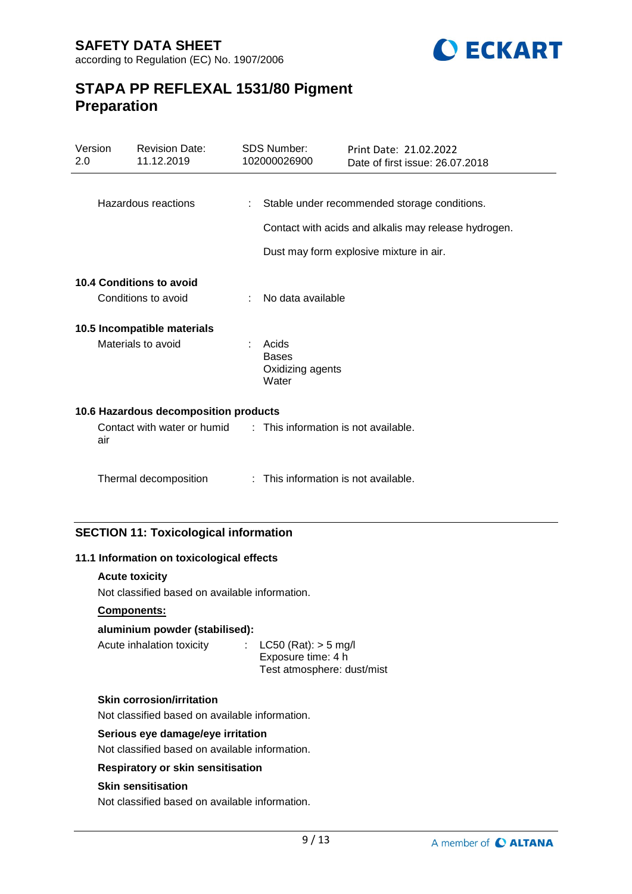| | | |
|---|---|---|
| Hazardous reactions | : | Stable under recommended storage conditions.<br><br>Contact with acids and alkalis may release hydrogen.<br><br>Dust may form explosive mixture in air. |

**10.4 Conditions to avoid**

| | | |
|---|---|---|
| Conditions to avoid | : | No data available |

**10.5 Incompatible materials**

| | | |
|---|---|---|
| Materials to avoid | : | Acids<br>Bases<br>Oxidizing agents<br>Water |

**10.6 Hazardous decomposition products**

| | | |
|---|---|---|
| Contact with water or humid air | : | This information is not available. |
| Thermal decomposition | : | This information is not available. |

## SECTION 11: Toxicological information

**11.1 Information on toxicological effects**

**Acute toxicity**

Not classified based on available information.

**Components:**

**aluminium powder (stabilised):**

| | | |
|---|---|---|
| Acute inhalation toxicity | : | LC50 (Rat): > 5 mg/l<br>Exposure time: 4 h<br>Test atmosphere: dust/mist |

**Skin corrosion/irritation**

Not classified based on available information.

**Serious eye damage/eye irritation**

Not classified based on available information.

**Respiratory or skin sensitisation**

**Skin sensitisation**

Not classified based on available information.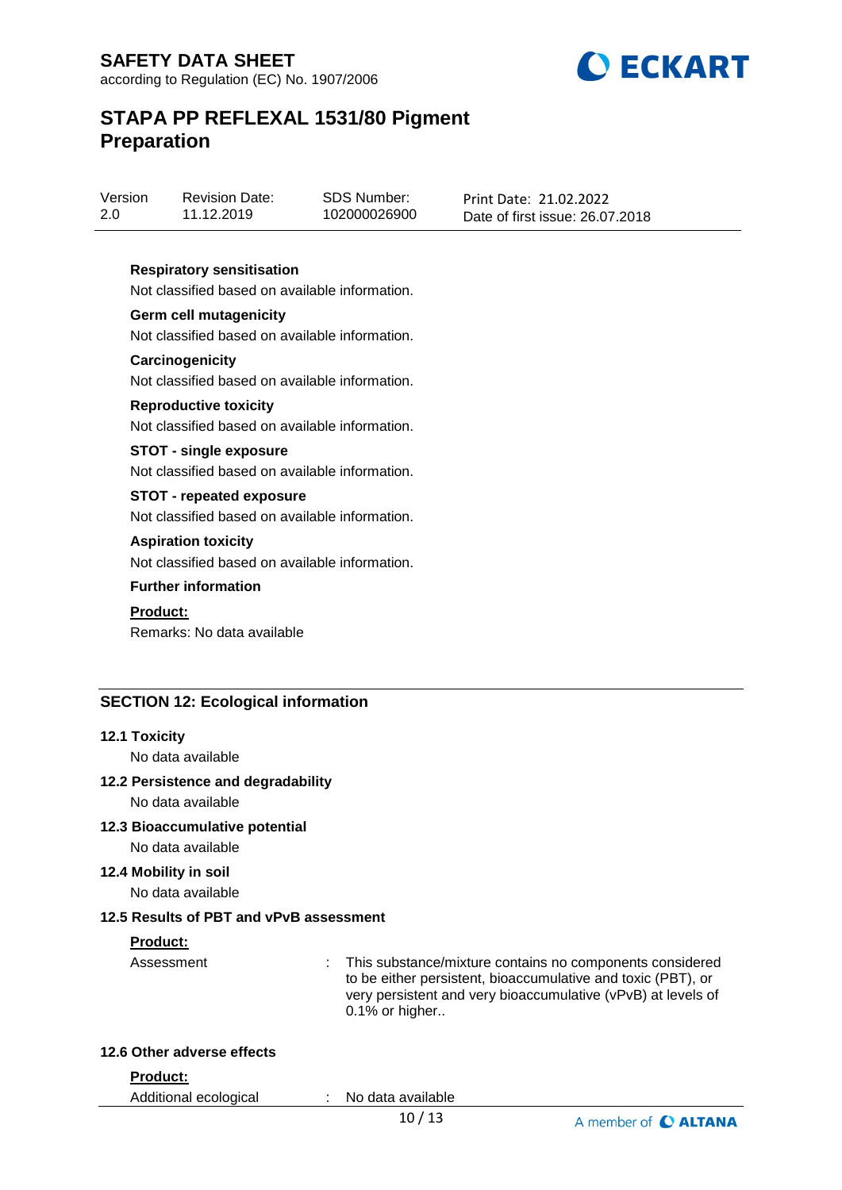**Respiratory sensitisation**

Not classified based on available information.

**Germ cell mutagenicity**

Not classified based on available information.

**Carcinogenicity**

Not classified based on available information.

**Reproductive toxicity**

Not classified based on available information.

**STOT - single exposure**

Not classified based on available information.

**STOT - repeated exposure**

Not classified based on available information.

**Aspiration toxicity**

Not classified based on available information.

**Further information**

**Product:**

Remarks: No data available

## SECTION 12: Ecological information

### 12.1 Toxicity

No data available

### 12.2 Persistence and degradability

No data available

### 12.3 Bioaccumulative potential

No data available

### 12.4 Mobility in soil

No data available

### 12.5 Results of PBT and vPvB assessment

**Product:**

Assessment : This substance/mixture contains no components considered to be either persistent, bioaccumulative and toxic (PBT), or very persistent and very bioaccumulative (vPvB) at levels of 0.1% or higher..

### 12.6 Other adverse effects

**Product:**

Additional ecological : No data available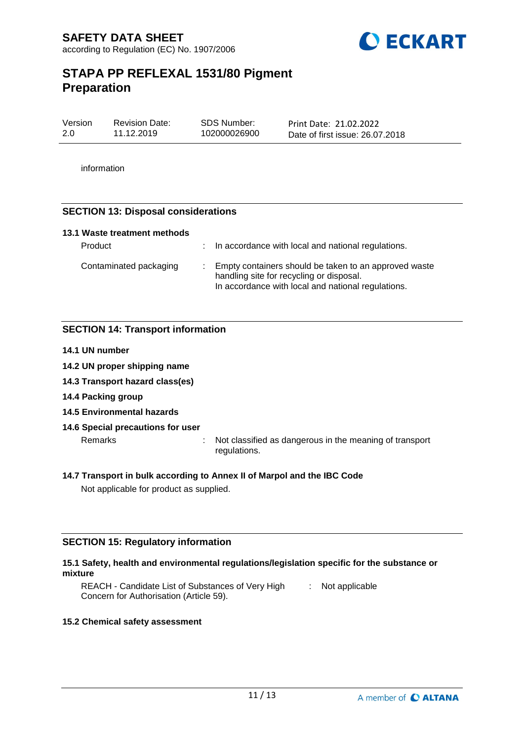information

## SECTION 13: Disposal considerations

### 13.1 Waste treatment methods

| | | |
|---|---|---|
| Product | : | In accordance with local and national regulations. |
| Contaminated packaging | : | Empty containers should be taken to an approved waste handling site for recycling or disposal.<br>In accordance with local and national regulations. |

## SECTION 14: Transport information

**14.1 UN number**

**14.2 UN proper shipping name**

**14.3 Transport hazard class(es)**

**14.4 Packing group**

**14.5 Environmental hazards**

**14.6 Special precautions for user**

| | | |
|---|---|---|
| Remarks | : | Not classified as dangerous in the meaning of transport regulations. |

**14.7 Transport in bulk according to Annex II of Marpol and the IBC Code**

Not applicable for product as supplied.

## SECTION 15: Regulatory information

**15.1 Safety, health and environmental regulations/legislation specific for the substance or mixture**

| | | |
|---|---|---|
| REACH - Candidate List of Substances of Very High Concern for Authorisation (Article 59). | : | Not applicable |

**15.2 Chemical safety assessment**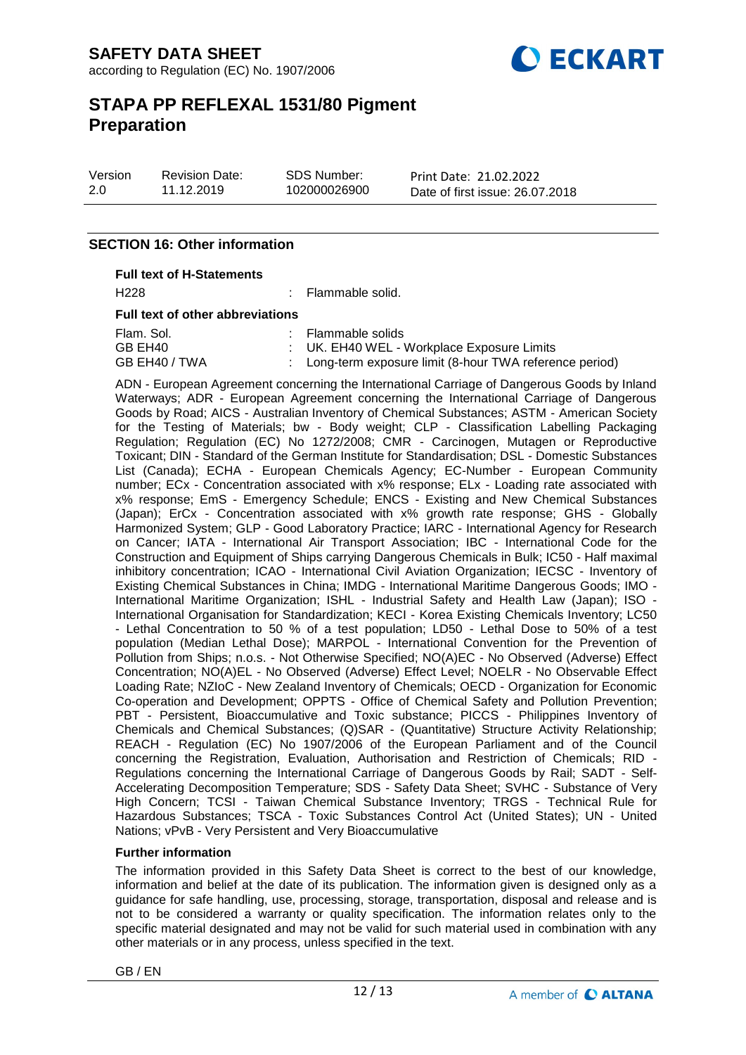## SECTION 16: Other information

**Full text of H-Statements**

| | |
|---|---|
| H228 | : Flammable solid. |

**Full text of other abbreviations**

| | |
|---|---|
| Flam. Sol. | : Flammable solids |
| GB EH40 | : UK. EH40 WEL - Workplace Exposure Limits |
| GB EH40 / TWA | : Long-term exposure limit (8-hour TWA reference period) |

ADN - European Agreement concerning the International Carriage of Dangerous Goods by Inland Waterways; ADR - European Agreement concerning the International Carriage of Dangerous Goods by Road; AICS - Australian Inventory of Chemical Substances; ASTM - American Society for the Testing of Materials; bw - Body weight; CLP - Classification Labelling Packaging Regulation; Regulation (EC) No 1272/2008; CMR - Carcinogen, Mutagen or Reproductive Toxicant; DIN - Standard of the German Institute for Standardisation; DSL - Domestic Substances List (Canada); ECHA - European Chemicals Agency; EC-Number - European Community number; ECx - Concentration associated with x% response; ELx - Loading rate associated with x% response; EmS - Emergency Schedule; ENCS - Existing and New Chemical Substances (Japan); ErCx - Concentration associated with x% growth rate response; GHS - Globally Harmonized System; GLP - Good Laboratory Practice; IARC - International Agency for Research on Cancer; IATA - International Air Transport Association; IBC - International Code for the Construction and Equipment of Ships carrying Dangerous Chemicals in Bulk; IC50 - Half maximal inhibitory concentration; ICAO - International Civil Aviation Organization; IECSC - Inventory of Existing Chemical Substances in China; IMDG - International Maritime Dangerous Goods; IMO - International Maritime Organization; ISHL - Industrial Safety and Health Law (Japan); ISO - International Organisation for Standardization; KECI - Korea Existing Chemicals Inventory; LC50 - Lethal Concentration to 50 % of a test population; LD50 - Lethal Dose to 50% of a test population (Median Lethal Dose); MARPOL - International Convention for the Prevention of Pollution from Ships; n.o.s. - Not Otherwise Specified; NO(A)EC - No Observed (Adverse) Effect Concentration; NO(A)EL - No Observed (Adverse) Effect Level; NOELR - No Observable Effect Loading Rate; NZIoC - New Zealand Inventory of Chemicals; OECD - Organization for Economic Co-operation and Development; OPPTS - Office of Chemical Safety and Pollution Prevention; PBT - Persistent, Bioaccumulative and Toxic substance; PICCS - Philippines Inventory of Chemicals and Chemical Substances; (Q)SAR - (Quantitative) Structure Activity Relationship; REACH - Regulation (EC) No 1907/2006 of the European Parliament and of the Council concerning the Registration, Evaluation, Authorisation and Restriction of Chemicals; RID - Regulations concerning the International Carriage of Dangerous Goods by Rail; SADT - Self-Accelerating Decomposition Temperature; SDS - Safety Data Sheet; SVHC - Substance of Very High Concern; TCSI - Taiwan Chemical Substance Inventory; TRGS - Technical Rule for Hazardous Substances; TSCA - Toxic Substances Control Act (United States); UN - United Nations; vPvB - Very Persistent and Very Bioaccumulative

**Further information**

The information provided in this Safety Data Sheet is correct to the best of our knowledge, information and belief at the date of its publication. The information given is designed only as a guidance for safe handling, use, processing, storage, transportation, disposal and release and is not to be considered a warranty or quality specification. The information relates only to the specific material designated and may not be valid for such material used in combination with any other materials or in any process, unless specified in the text.

GB / EN